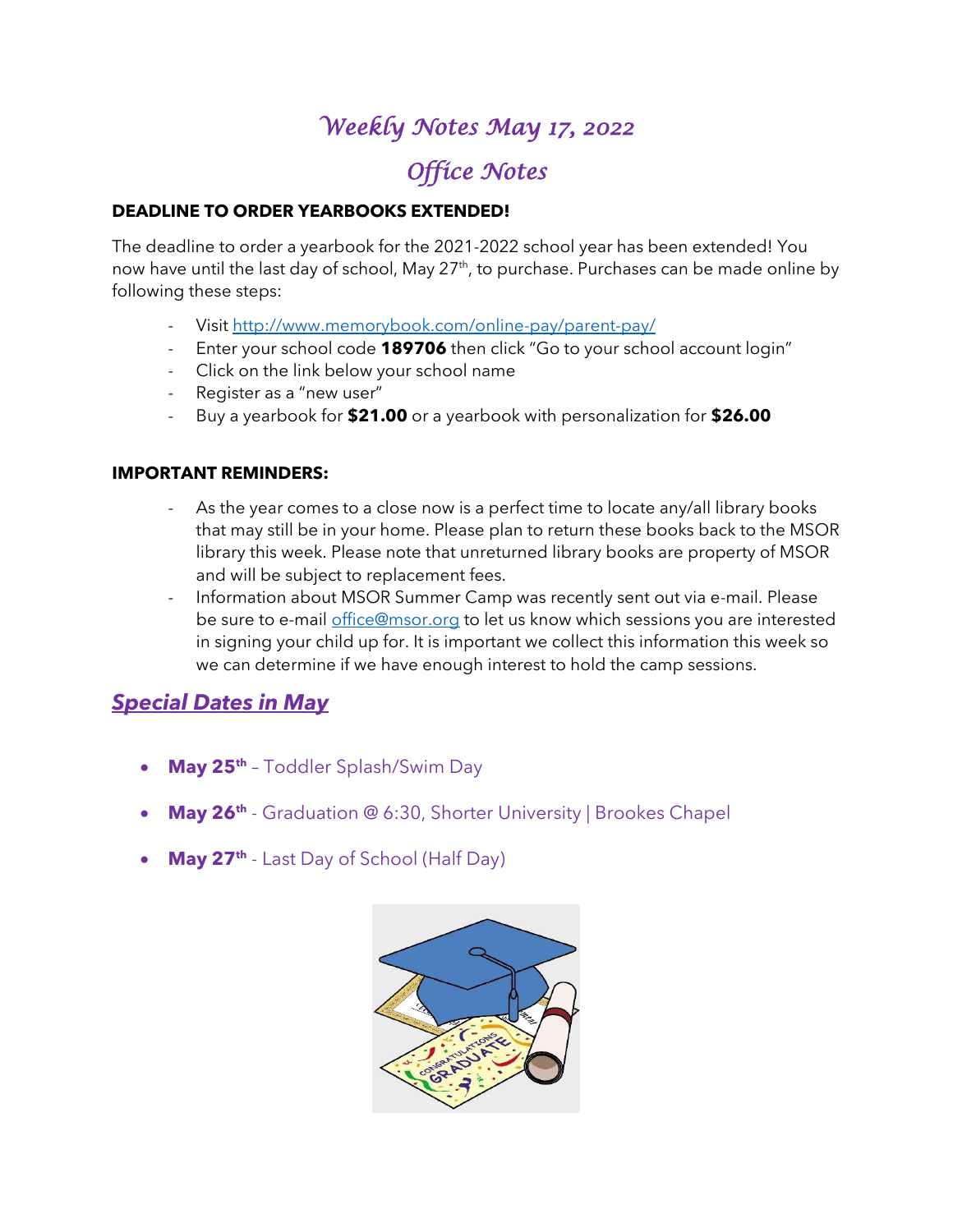# *Weekly Notes May 17, 2022*

## *Office Notes*

**DEADLINE TO ORDER YEARBOOKS EXTENDED!**

The deadline to order a yearbook for the 2021-2022 school year has been extended! You now have until the last day of school, May 27th, to purchase. Purchases can be made online by following these steps:

- Visit http://www.memorybook.com/online-pay/parent-pay/
- Enter your school code **189706** then click "Go to your school account login"
- Click on the link below your school name
- Register as a "new user"
- Buy a yearbook for **$21.00** or a yearbook with personalization for **$26.00**

**IMPORTANT REMINDERS:**

- As the year comes to a close now is a perfect time to locate any/all library books that may still be in your home. Please plan to return these books back to the MSOR library this week. Please note that unreturned library books are property of MSOR and will be subject to replacement fees.
- Information about MSOR Summer Camp was recently sent out via e-mail. Please be sure to e-mail office@msor.org to let us know which sessions you are interested in signing your child up for. It is important we collect this information this week so we can determine if we have enough interest to hold the camp sessions.

## ***Special Dates in May***

- **May 25th** – Toddler Splash/Swim Day
- **May 26th** - Graduation @ 6:30, Shorter University | Brookes Chapel
- **May 27th** - Last Day of School (Half Day)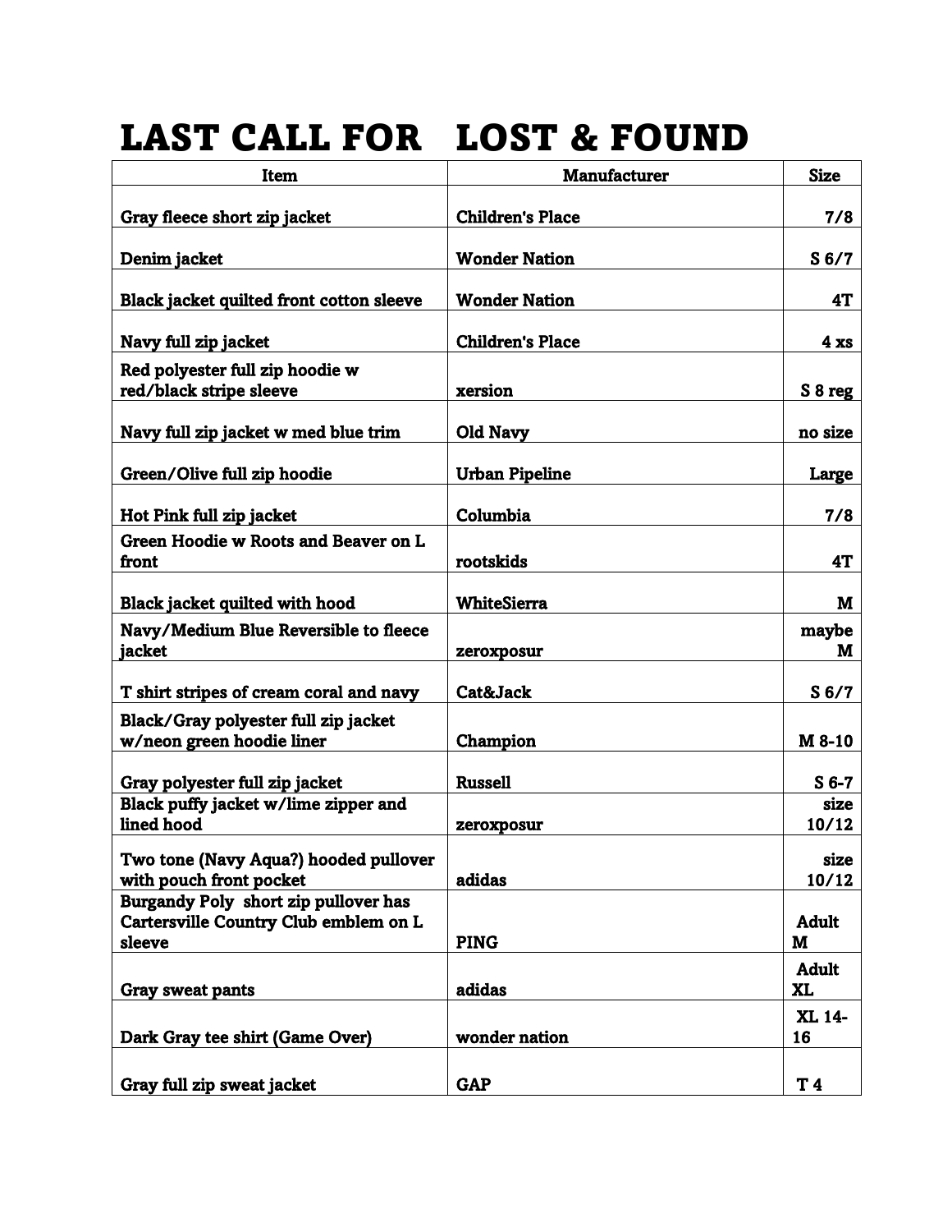# LAST CALL FOR LOST & FOUND

| Item | Manufacturer | Size |
|---|---|---|
| Gray fleece short zip jacket | Children's Place | 7/8 |
| Denim jacket | Wonder Nation | S 6/7 |
| Black jacket quilted front cotton sleeve | Wonder Nation | 4T |
| Navy full zip jacket | Children's Place | 4 xs |
| Red polyester full zip hoodie w red/black stripe sleeve | xersion | S 8 reg |
| Navy full zip jacket w med blue trim | Old Navy | no size |
| Green/Olive full zip hoodie | Urban Pipeline | Large |
| Hot Pink full zip jacket | Columbia | 7/8 |
| Green Hoodie w Roots and Beaver on L front | rootskids | 4T |
| Black jacket quilted with hood | WhiteSierra | M |
| Navy/Medium Blue Reversible to fleece jacket | zeroxposur | maybe M |
| T shirt stripes of cream coral and navy | Cat&Jack | S 6/7 |
| Black/Gray polyester full zip jacket w/neon green hoodie liner | Champion | M 8-10 |
| Gray polyester full zip jacket | Russell | S 6-7 |
| Black puffy jacket w/lime zipper and lined hood | zeroxposur | size 10/12 |
| Two tone (Navy Aqua?) hooded pullover with pouch front pocket | adidas | size 10/12 |
| Burgandy Poly short zip pullover has Cartersville Country Club emblem on L sleeve | PING | Adult M |
| Gray sweat pants | adidas | Adult XL |
| Dark Gray tee shirt (Game Over) | wonder nation | XL 14-16 |
| Gray full zip sweat jacket | GAP | T 4 |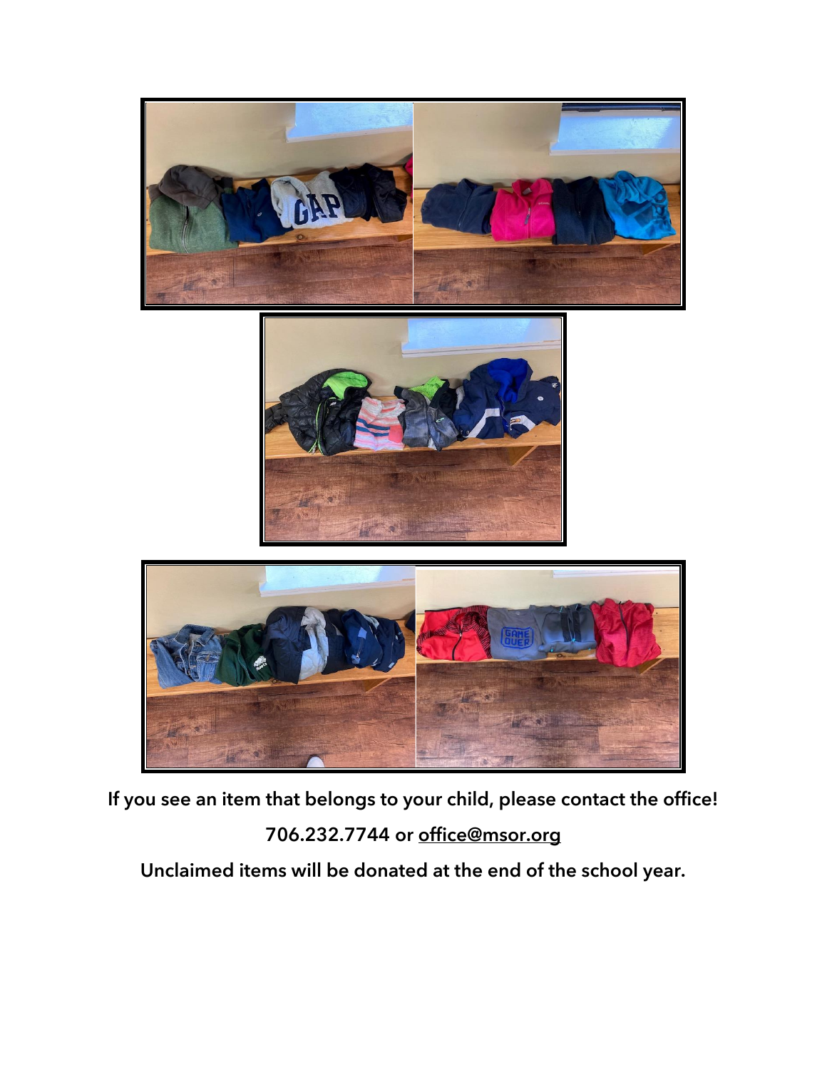**If you see an item that belongs to your child, please contact the office!**

**706.232.7744 or office@msor.org**

**Unclaimed items will be donated at the end of the school year.**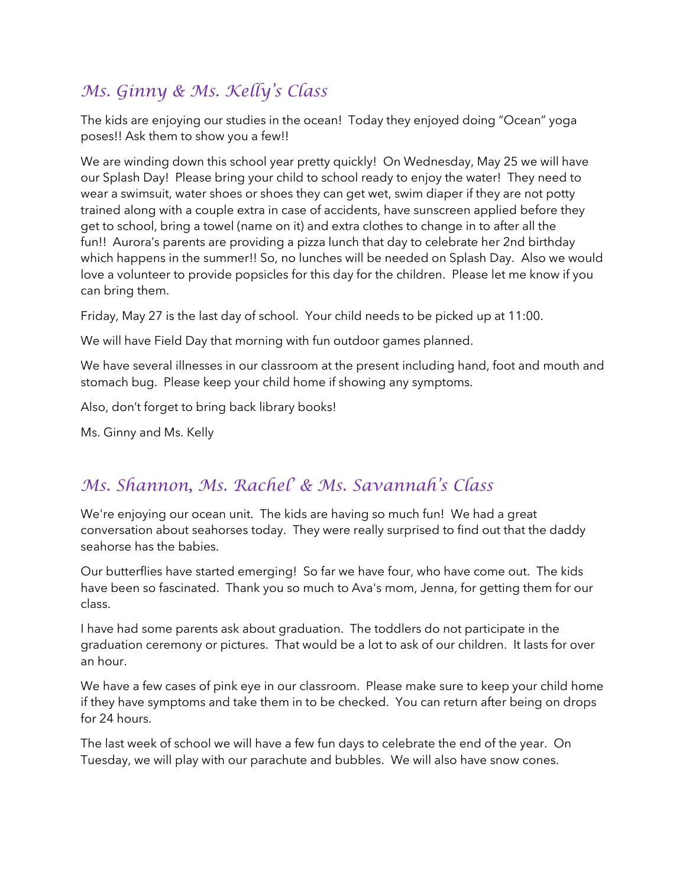## *Ms. Ginny & Ms. Kelly's Class*

The kids are enjoying our studies in the ocean! Today they enjoyed doing "Ocean" yoga poses!! Ask them to show you a few!!

We are winding down this school year pretty quickly! On Wednesday, May 25 we will have our Splash Day! Please bring your child to school ready to enjoy the water! They need to wear a swimsuit, water shoes or shoes they can get wet, swim diaper if they are not potty trained along with a couple extra in case of accidents, have sunscreen applied before they get to school, bring a towel (name on it) and extra clothes to change in to after all the fun!! Aurora's parents are providing a pizza lunch that day to celebrate her 2nd birthday which happens in the summer!! So, no lunches will be needed on Splash Day. Also we would love a volunteer to provide popsicles for this day for the children. Please let me know if you can bring them.

Friday, May 27 is the last day of school. Your child needs to be picked up at 11:00.

We will have Field Day that morning with fun outdoor games planned.

We have several illnesses in our classroom at the present including hand, foot and mouth and stomach bug. Please keep your child home if showing any symptoms.

Also, don't forget to bring back library books!

Ms. Ginny and Ms. Kelly

## *Ms. Shannon, Ms. Rachel & Ms. Savannah's Class*

We're enjoying our ocean unit. The kids are having so much fun! We had a great conversation about seahorses today. They were really surprised to find out that the daddy seahorse has the babies.

Our butterflies have started emerging! So far we have four, who have come out. The kids have been so fascinated. Thank you so much to Ava's mom, Jenna, for getting them for our class.

I have had some parents ask about graduation. The toddlers do not participate in the graduation ceremony or pictures. That would be a lot to ask of our children. It lasts for over an hour.

We have a few cases of pink eye in our classroom. Please make sure to keep your child home if they have symptoms and take them in to be checked. You can return after being on drops for 24 hours.

The last week of school we will have a few fun days to celebrate the end of the year. On Tuesday, we will play with our parachute and bubbles. We will also have snow cones.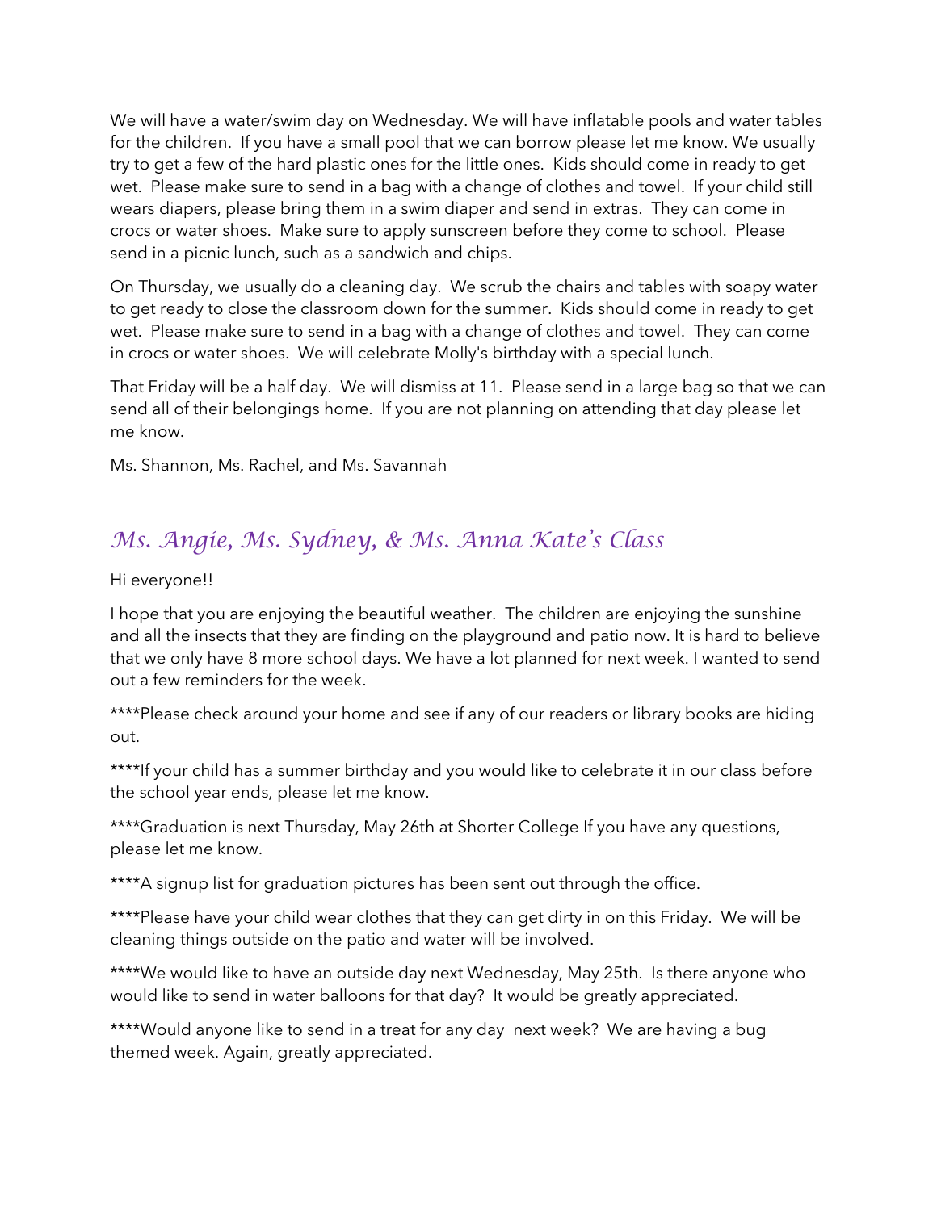We will have a water/swim day on Wednesday. We will have inflatable pools and water tables for the children. If you have a small pool that we can borrow please let me know. We usually try to get a few of the hard plastic ones for the little ones. Kids should come in ready to get wet. Please make sure to send in a bag with a change of clothes and towel. If your child still wears diapers, please bring them in a swim diaper and send in extras. They can come in crocs or water shoes. Make sure to apply sunscreen before they come to school. Please send in a picnic lunch, such as a sandwich and chips.

On Thursday, we usually do a cleaning day. We scrub the chairs and tables with soapy water to get ready to close the classroom down for the summer. Kids should come in ready to get wet. Please make sure to send in a bag with a change of clothes and towel. They can come in crocs or water shoes. We will celebrate Molly's birthday with a special lunch.

That Friday will be a half day. We will dismiss at 11. Please send in a large bag so that we can send all of their belongings home. If you are not planning on attending that day please let me know.

Ms. Shannon, Ms. Rachel, and Ms. Savannah

## *Ms. Angie, Ms. Sydney, & Ms. Anna Kate's Class*

Hi everyone!!

I hope that you are enjoying the beautiful weather. The children are enjoying the sunshine and all the insects that they are finding on the playground and patio now. It is hard to believe that we only have 8 more school days. We have a lot planned for next week. I wanted to send out a few reminders for the week.

****Please check around your home and see if any of our readers or library books are hiding out.

****If your child has a summer birthday and you would like to celebrate it in our class before the school year ends, please let me know.

****Graduation is next Thursday, May 26th at Shorter College If you have any questions, please let me know.

****A signup list for graduation pictures has been sent out through the office.

****Please have your child wear clothes that they can get dirty in on this Friday. We will be cleaning things outside on the patio and water will be involved.

****We would like to have an outside day next Wednesday, May 25th. Is there anyone who would like to send in water balloons for that day? It would be greatly appreciated.

****Would anyone like to send in a treat for any day next week? We are having a bug themed week. Again, greatly appreciated.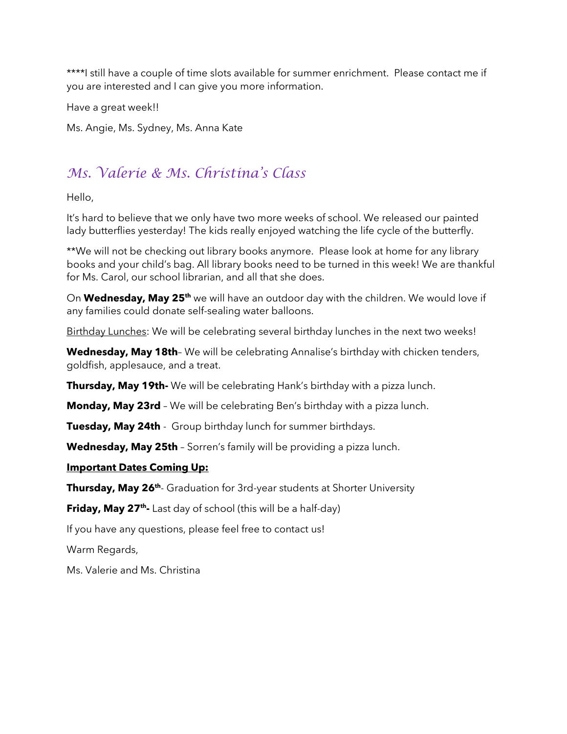****I still have a couple of time slots available for summer enrichment. Please contact me if you are interested and I can give you more information.

Have a great week!!

Ms. Angie, Ms. Sydney, Ms. Anna Kate

## *Ms. Valerie & Ms. Christina's Class*

Hello,

It's hard to believe that we only have two more weeks of school. We released our painted lady butterflies yesterday! The kids really enjoyed watching the life cycle of the butterfly.

**We will not be checking out library books anymore. Please look at home for any library books and your child's bag. All library books need to be turned in this week! We are thankful for Ms. Carol, our school librarian, and all that she does.

On **Wednesday, May 25th** we will have an outdoor day with the children. We would love if any families could donate self-sealing water balloons.

<u>Birthday Lunches</u>: We will be celebrating several birthday lunches in the next two weeks!

**Wednesday, May 18th**– We will be celebrating Annalise's birthday with chicken tenders, goldfish, applesauce, and a treat.

**Thursday, May 19th-** We will be celebrating Hank's birthday with a pizza lunch.

**Monday, May 23rd** – We will be celebrating Ben's birthday with a pizza lunch.

**Tuesday, May 24th** - Group birthday lunch for summer birthdays.

**Wednesday, May 25th** – Sorren's family will be providing a pizza lunch.

**<u>Important Dates Coming Up:</u>**

**Thursday, May 26th**- Graduation for 3rd-year students at Shorter University

**Friday, May 27th-** Last day of school (this will be a half-day)

If you have any questions, please feel free to contact us!

Warm Regards,

Ms. Valerie and Ms. Christina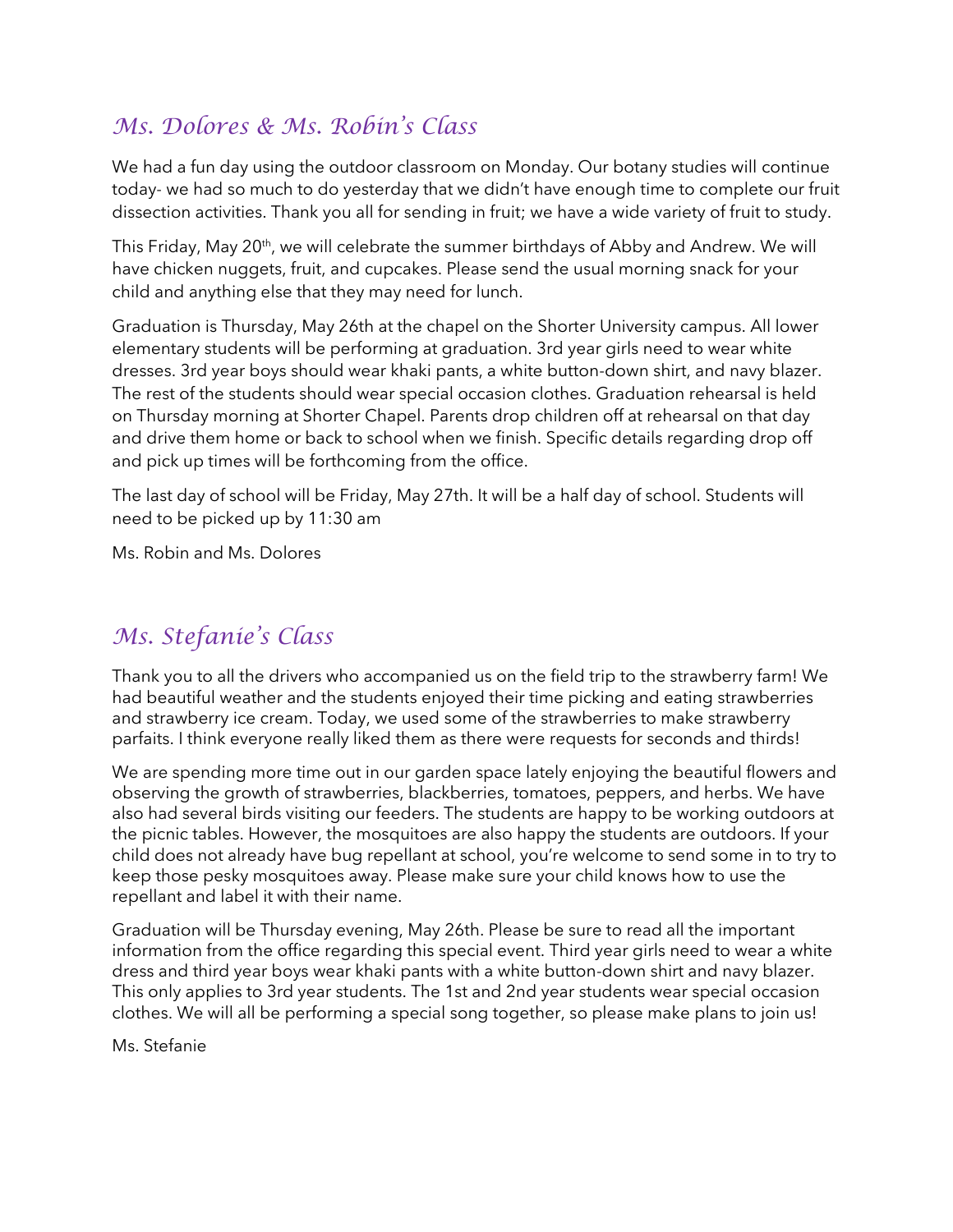## *Ms. Dolores & Ms. Robin's Class*

We had a fun day using the outdoor classroom on Monday. Our botany studies will continue today- we had so much to do yesterday that we didn't have enough time to complete our fruit dissection activities. Thank you all for sending in fruit; we have a wide variety of fruit to study.

This Friday, May 20th, we will celebrate the summer birthdays of Abby and Andrew. We will have chicken nuggets, fruit, and cupcakes. Please send the usual morning snack for your child and anything else that they may need for lunch.

Graduation is Thursday, May 26th at the chapel on the Shorter University campus. All lower elementary students will be performing at graduation. 3rd year girls need to wear white dresses. 3rd year boys should wear khaki pants, a white button-down shirt, and navy blazer. The rest of the students should wear special occasion clothes. Graduation rehearsal is held on Thursday morning at Shorter Chapel. Parents drop children off at rehearsal on that day and drive them home or back to school when we finish. Specific details regarding drop off and pick up times will be forthcoming from the office.

The last day of school will be Friday, May 27th. It will be a half day of school. Students will need to be picked up by 11:30 am

Ms. Robin and Ms. Dolores

## *Ms. Stefanie's Class*

Thank you to all the drivers who accompanied us on the field trip to the strawberry farm! We had beautiful weather and the students enjoyed their time picking and eating strawberries and strawberry ice cream. Today, we used some of the strawberries to make strawberry parfaits. I think everyone really liked them as there were requests for seconds and thirds!

We are spending more time out in our garden space lately enjoying the beautiful flowers and observing the growth of strawberries, blackberries, tomatoes, peppers, and herbs. We have also had several birds visiting our feeders. The students are happy to be working outdoors at the picnic tables. However, the mosquitoes are also happy the students are outdoors. If your child does not already have bug repellant at school, you're welcome to send some in to try to keep those pesky mosquitoes away. Please make sure your child knows how to use the repellant and label it with their name.

Graduation will be Thursday evening, May 26th. Please be sure to read all the important information from the office regarding this special event. Third year girls need to wear a white dress and third year boys wear khaki pants with a white button-down shirt and navy blazer. This only applies to 3rd year students. The 1st and 2nd year students wear special occasion clothes. We will all be performing a special song together, so please make plans to join us!

Ms. Stefanie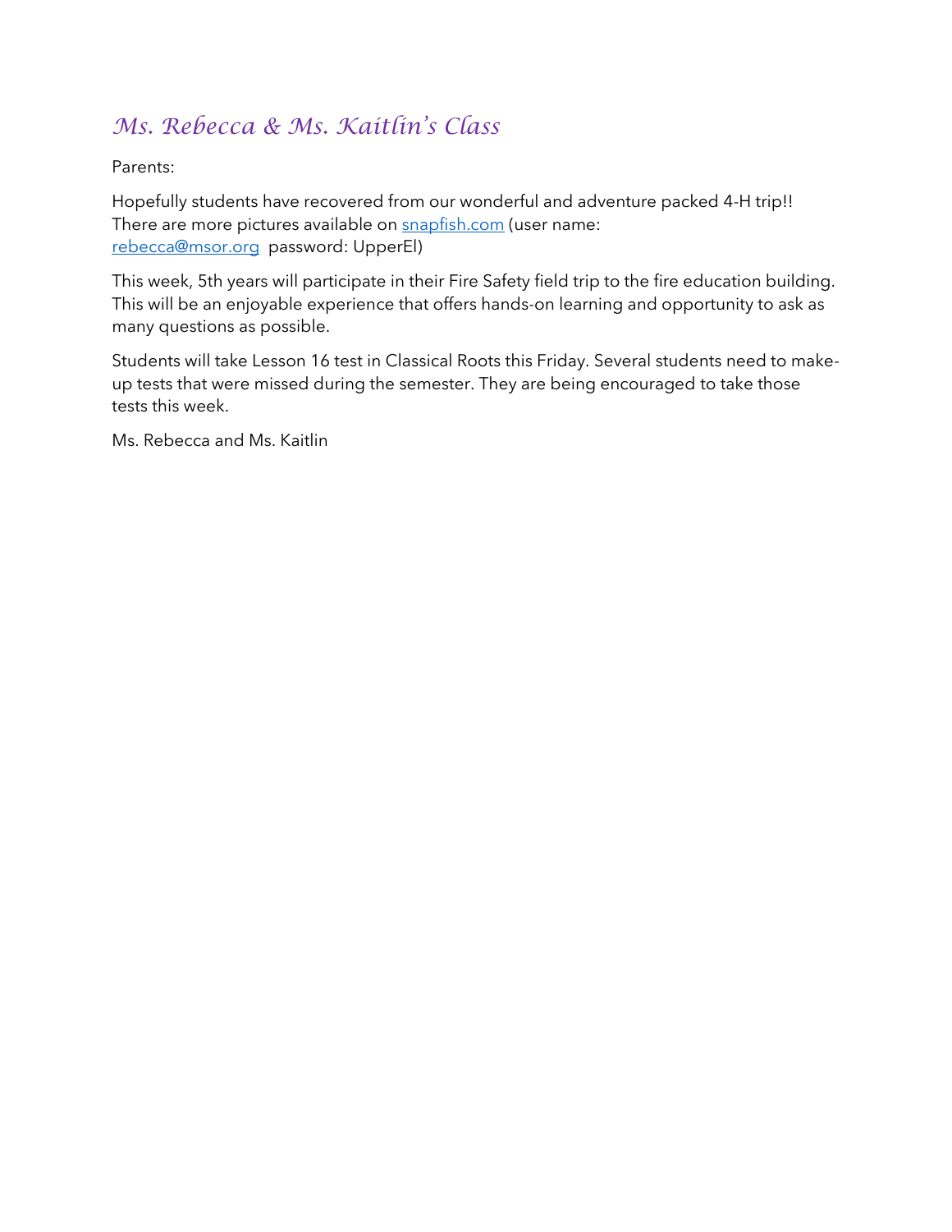## *Ms. Rebecca & Ms. Kaitlin's Class*

Parents:

Hopefully students have recovered from our wonderful and adventure packed 4-H trip!! There are more pictures available on [snapfish.com](snapfish.com) (user name: [rebecca@msor.org](mailto:rebecca@msor.org) password: UpperEl)

This week, 5th years will participate in their Fire Safety field trip to the fire education building. This will be an enjoyable experience that offers hands-on learning and opportunity to ask as many questions as possible.

Students will take Lesson 16 test in Classical Roots this Friday. Several students need to make-up tests that were missed during the semester. They are being encouraged to take those tests this week.

Ms. Rebecca and Ms. Kaitlin